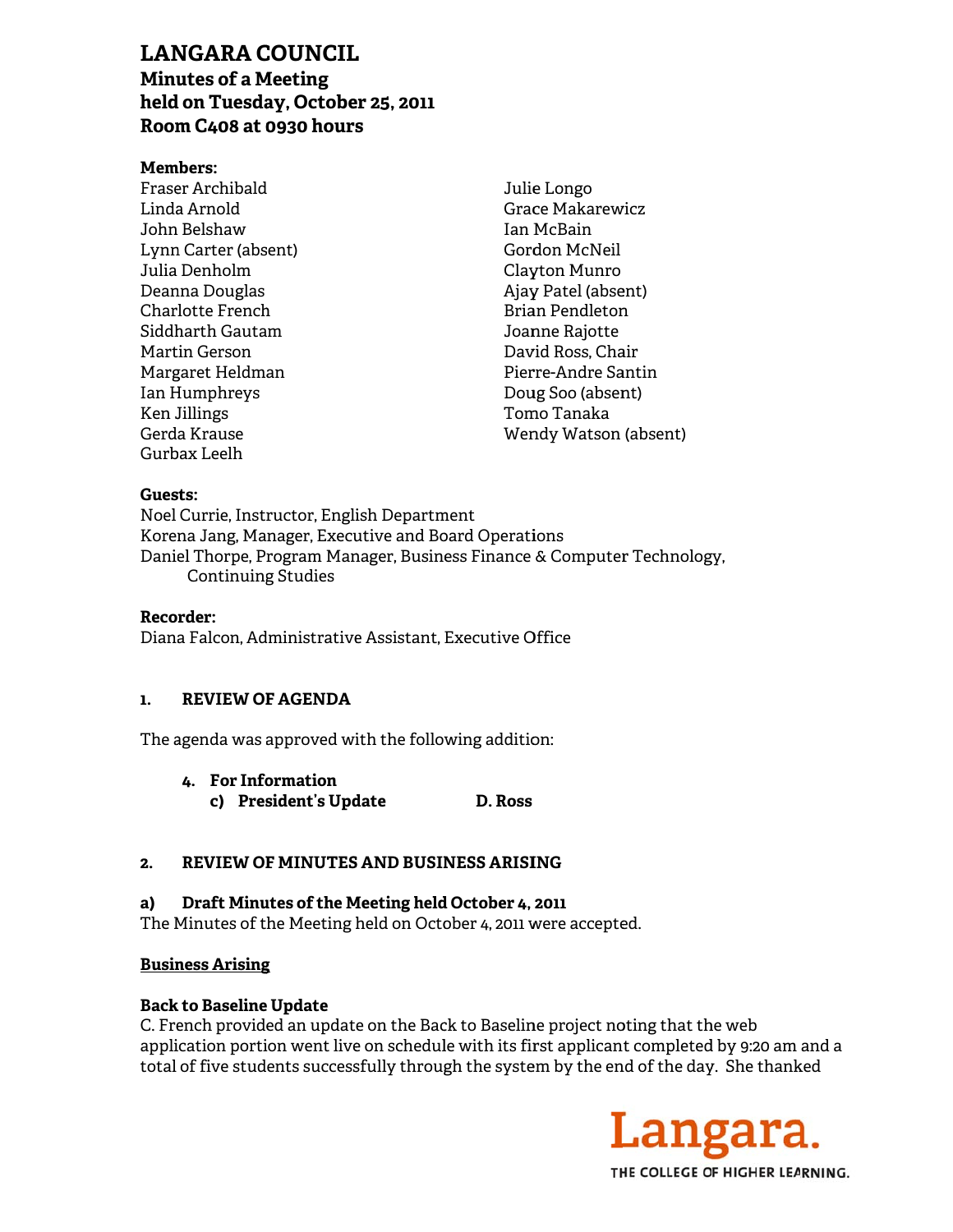# LANGARA COUNCIL

## Minutes of a Meeting held on Tuesday, October 25, 2011 Room C408 at 0930 hours

**Members:**

Fraser Archibald
Linda Arnold
John Belshaw
Lynn Carter (absent)
Julia Denholm
Deanna Douglas
Charlotte French
Siddharth Gautam
Martin Gerson
Margaret Heldman
Ian Humphreys
Ken Jillings
Gerda Krause
Gurbax Leelh
Julie Longo
Grace Makarewicz
Ian McBain
Gordon McNeil
Clayton Munro
Ajay Patel (absent)
Brian Pendleton
Joanne Rajotte
David Ross, Chair
Pierre-Andre Santin
Doug Soo (absent)
Tomo Tanaka
Wendy Watson (absent)

**Guests:**

Noel Currie, Instructor, English Department
Korena Jang, Manager, Executive and Board Operations
Daniel Thorpe, Program Manager, Business Finance & Computer Technology, Continuing Studies

**Recorder:**

Diana Falcon, Administrative Assistant, Executive Office

### 1. REVIEW OF AGENDA

The agenda was approved with the following addition:

**4. For Information**
**c) President's Update D. Ross**

### 2. REVIEW OF MINUTES AND BUSINESS ARISING

**a) Draft Minutes of the Meeting held October 4, 2011**

The Minutes of the Meeting held on October 4, 2011 were accepted.

**Business Arising**

**Back to Baseline Update**

C. French provided an update on the Back to Baseline project noting that the web application portion went live on schedule with its first applicant completed by 9:20 am and a total of five students successfully through the system by the end of the day. She thanked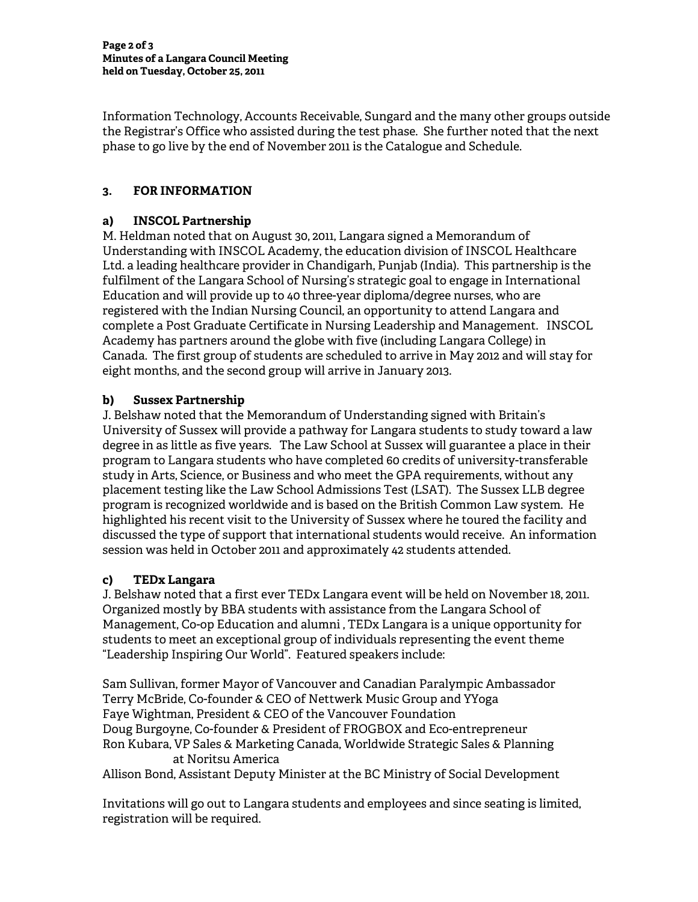Information Technology, Accounts Receivable, Sungard and the many other groups outside the Registrar's Office who assisted during the test phase. She further noted that the next phase to go live by the end of November 2011 is the Catalogue and Schedule.

## 3. FOR INFORMATION

### a) INSCOL Partnership

M. Heldman noted that on August 30, 2011, Langara signed a Memorandum of Understanding with INSCOL Academy, the education division of INSCOL Healthcare Ltd. a leading healthcare provider in Chandigarh, Punjab (India). This partnership is the fulfilment of the Langara School of Nursing's strategic goal to engage in International Education and will provide up to 40 three-year diploma/degree nurses, who are registered with the Indian Nursing Council, an opportunity to attend Langara and complete a Post Graduate Certificate in Nursing Leadership and Management. INSCOL Academy has partners around the globe with five (including Langara College) in Canada. The first group of students are scheduled to arrive in May 2012 and will stay for eight months, and the second group will arrive in January 2013.

### b) Sussex Partnership

J. Belshaw noted that the Memorandum of Understanding signed with Britain's University of Sussex will provide a pathway for Langara students to study toward a law degree in as little as five years. The Law School at Sussex will guarantee a place in their program to Langara students who have completed 60 credits of university-transferable study in Arts, Science, or Business and who meet the GPA requirements, without any placement testing like the Law School Admissions Test (LSAT). The Sussex LLB degree program is recognized worldwide and is based on the British Common Law system. He highlighted his recent visit to the University of Sussex where he toured the facility and discussed the type of support that international students would receive. An information session was held in October 2011 and approximately 42 students attended.

### c) TEDx Langara

J. Belshaw noted that a first ever TEDx Langara event will be held on November 18, 2011. Organized mostly by BBA students with assistance from the Langara School of Management, Co-op Education and alumni , TEDx Langara is a unique opportunity for students to meet an exceptional group of individuals representing the event theme "Leadership Inspiring Our World". Featured speakers include:

Sam Sullivan, former Mayor of Vancouver and Canadian Paralympic Ambassador
Terry McBride, Co-founder & CEO of Nettwerk Music Group and YYoga
Faye Wightman, President & CEO of the Vancouver Foundation
Doug Burgoyne, Co-founder & President of FROGBOX and Eco-entrepreneur
Ron Kubara, VP Sales & Marketing Canada, Worldwide Strategic Sales & Planning at Noritsu America
Allison Bond, Assistant Deputy Minister at the BC Ministry of Social Development

Invitations will go out to Langara students and employees and since seating is limited, registration will be required.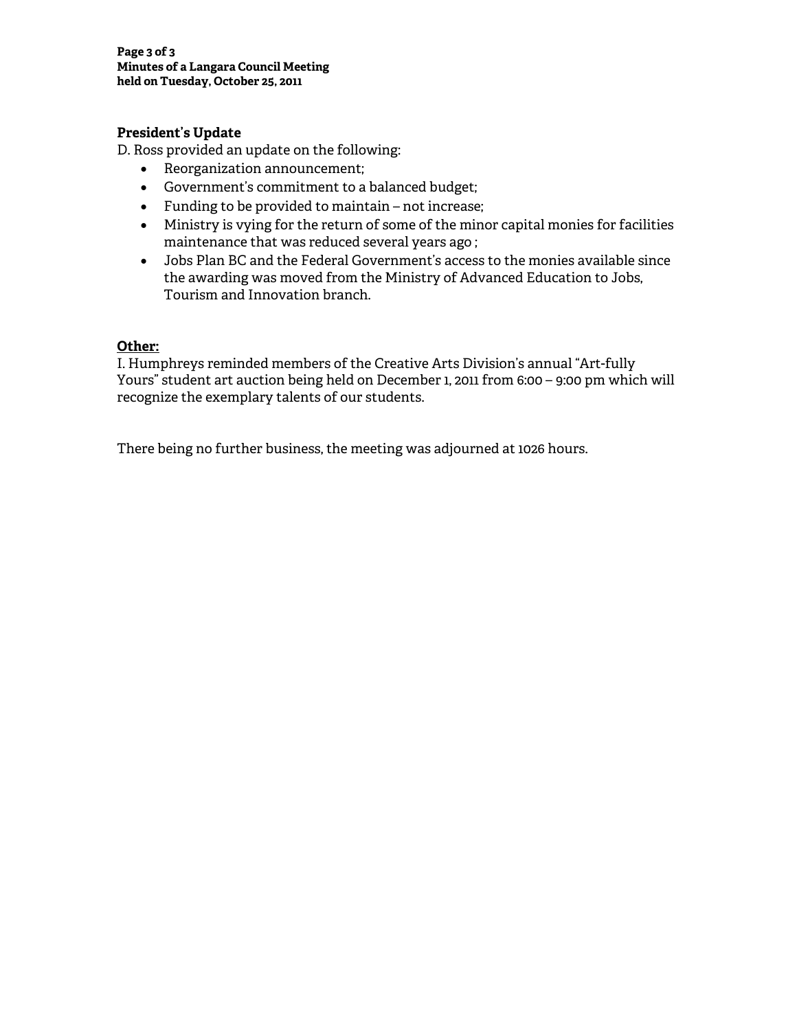**President's Update**

D. Ross provided an update on the following:

- Reorganization announcement;
- Government's commitment to a balanced budget;
- Funding to be provided to maintain – not increase;
- Ministry is vying for the return of some of the minor capital monies for facilities maintenance that was reduced several years ago ;
- Jobs Plan BC and the Federal Government's access to the monies available since the awarding was moved from the Ministry of Advanced Education to Jobs, Tourism and Innovation branch.

**<u>Other:</u>**

I. Humphreys reminded members of the Creative Arts Division's annual "Art-fully Yours" student art auction being held on December 1, 2011 from 6:00 – 9:00 pm which will recognize the exemplary talents of our students.

There being no further business, the meeting was adjourned at 1026 hours.